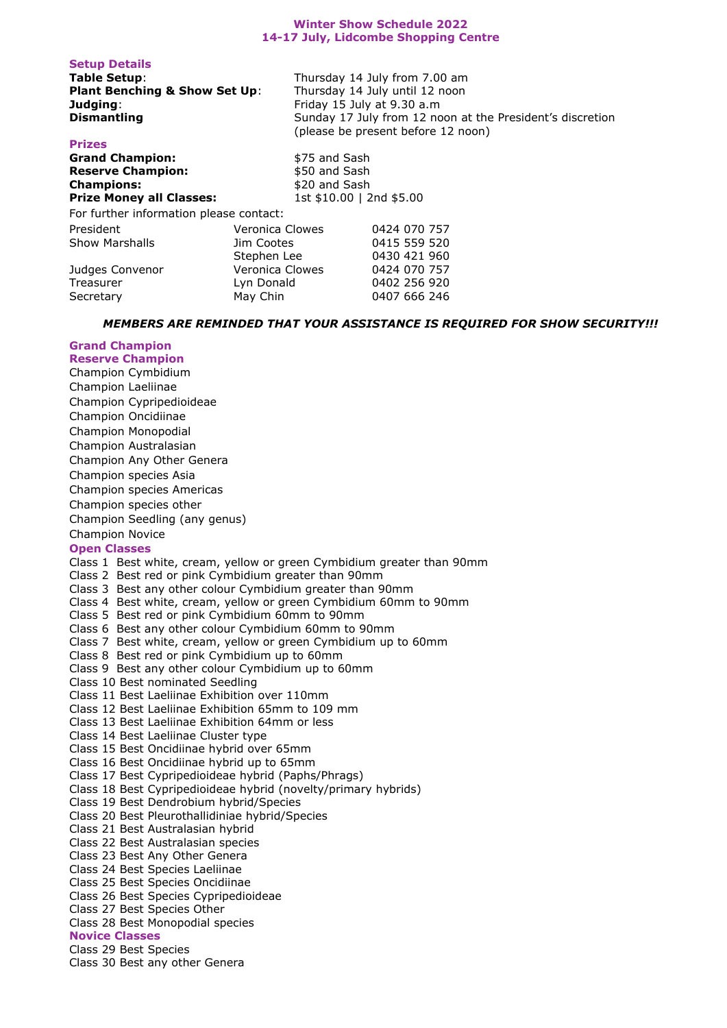# Winter Show Schedule 2022
## 14-17 July, Lidcombe Shopping Centre

### Setup Details

| | |
|---|---|
| **Table Setup**: | Thursday 14 July from 7.00 am |
| **Plant Benching & Show Set Up**: | Thursday 14 July until 12 noon |
| **Judging**: | Friday 15 July at 9.30 a.m |
| **Dismantling** | Sunday 17 July from 12 noon at the President's discretion (please be present before 12 noon) |

### Prizes

| | |
|---|---|
| **Grand Champion:** | $75 and Sash |
| **Reserve Champion:** | $50 and Sash |
| **Champions:** | $20 and Sash |
| **Prize Money all Classes:** | 1st $10.00 \| 2nd $5.00 |

For further information please contact:

| | | |
|---|---|---|
| President | Veronica Clowes | 0424 070 757 |
| Show Marshalls | Jim Cootes | 0415 559 520 |
| | Stephen Lee | 0430 421 960 |
| Judges Convenor | Veronica Clowes | 0424 070 757 |
| Treasurer | Lyn Donald | 0402 256 920 |
| Secretary | May Chin | 0407 666 246 |

***MEMBERS ARE REMINDED THAT YOUR ASSISTANCE IS REQUIRED FOR SHOW SECURITY!!!***

### Grand Champion
### Reserve Champion

Champion Cymbidium  
Champion Laeliinae  
Champion Cypripedioideae  
Champion Oncidiinae  
Champion Monopodial  
Champion Australasian  
Champion Any Other Genera  
Champion species Asia  
Champion species Americas  
Champion species other  
Champion Seedling (any genus)  
Champion Novice

### Open Classes

Class 1 Best white, cream, yellow or green Cymbidium greater than 90mm  
Class 2 Best red or pink Cymbidium greater than 90mm  
Class 3 Best any other colour Cymbidium greater than 90mm  
Class 4 Best white, cream, yellow or green Cymbidium 60mm to 90mm  
Class 5 Best red or pink Cymbidium 60mm to 90mm  
Class 6 Best any other colour Cymbidium 60mm to 90mm  
Class 7 Best white, cream, yellow or green Cymbidium up to 60mm  
Class 8 Best red or pink Cymbidium up to 60mm  
Class 9 Best any other colour Cymbidium up to 60mm  
Class 10 Best nominated Seedling  
Class 11 Best Laeliinae Exhibition over 110mm  
Class 12 Best Laeliinae Exhibition 65mm to 109 mm  
Class 13 Best Laeliinae Exhibition 64mm or less  
Class 14 Best Laeliinae Cluster type  
Class 15 Best Oncidiinae hybrid over 65mm  
Class 16 Best Oncidiinae hybrid up to 65mm  
Class 17 Best Cypripedioideae hybrid (Paphs/Phrags)  
Class 18 Best Cypripedioideae hybrid (novelty/primary hybrids)  
Class 19 Best Dendrobium hybrid/Species  
Class 20 Best Pleurothallidiniae hybrid/Species  
Class 21 Best Australasian hybrid  
Class 22 Best Australasian species  
Class 23 Best Any Other Genera  
Class 24 Best Species Laeliinae  
Class 25 Best Species Oncidiinae  
Class 26 Best Species Cypripedioideae  
Class 27 Best Species Other  
Class 28 Best Monopodial species

### Novice Classes

Class 29 Best Species  
Class 30 Best any other Genera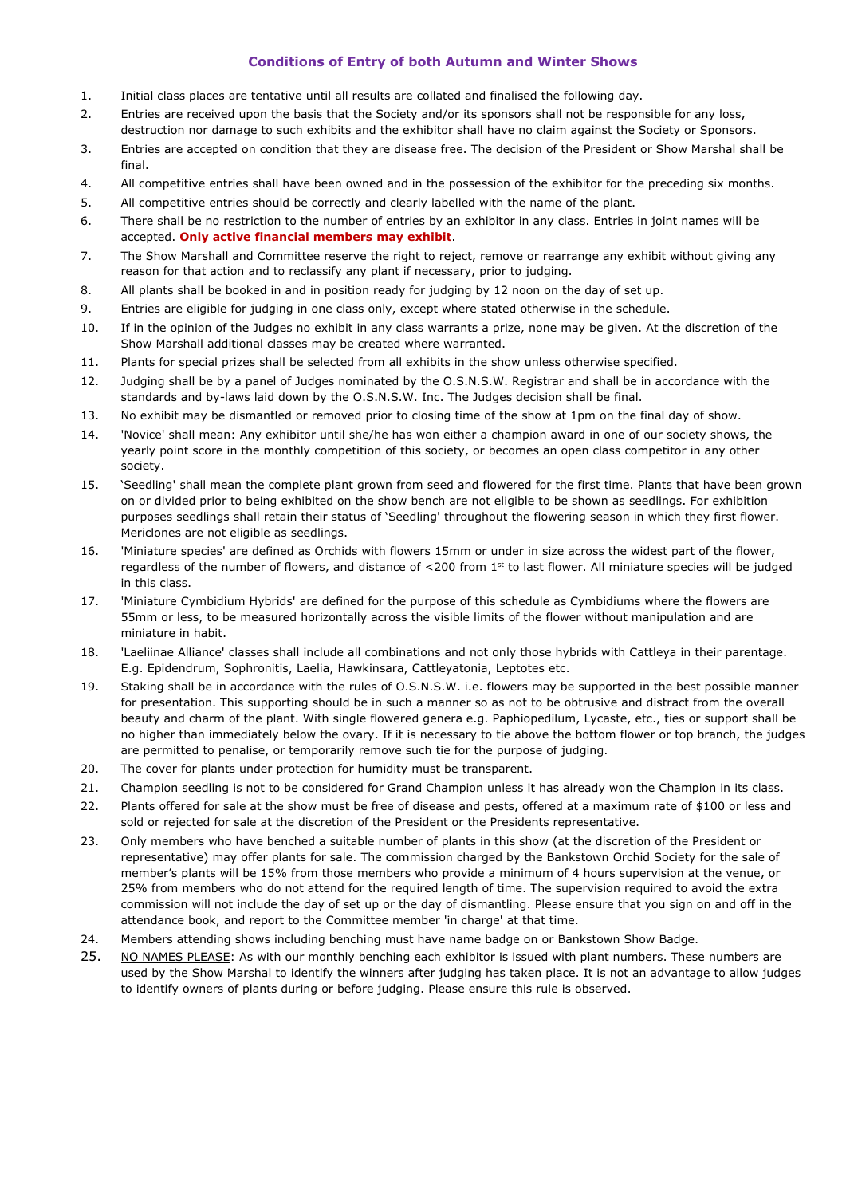## Conditions of Entry of both Autumn and Winter Shows

1. Initial class places are tentative until all results are collated and finalised the following day.
2. Entries are received upon the basis that the Society and/or its sponsors shall not be responsible for any loss, destruction nor damage to such exhibits and the exhibitor shall have no claim against the Society or Sponsors.
3. Entries are accepted on condition that they are disease free. The decision of the President or Show Marshal shall be final.
4. All competitive entries shall have been owned and in the possession of the exhibitor for the preceding six months.
5. All competitive entries should be correctly and clearly labelled with the name of the plant.
6. There shall be no restriction to the number of entries by an exhibitor in any class. Entries in joint names will be accepted. **Only active financial members may exhibit**.
7. The Show Marshall and Committee reserve the right to reject, remove or rearrange any exhibit without giving any reason for that action and to reclassify any plant if necessary, prior to judging.
8. All plants shall be booked in and in position ready for judging by 12 noon on the day of set up.
9. Entries are eligible for judging in one class only, except where stated otherwise in the schedule.
10. If in the opinion of the Judges no exhibit in any class warrants a prize, none may be given. At the discretion of the Show Marshall additional classes may be created where warranted.
11. Plants for special prizes shall be selected from all exhibits in the show unless otherwise specified.
12. Judging shall be by a panel of Judges nominated by the O.S.N.S.W. Registrar and shall be in accordance with the standards and by-laws laid down by the O.S.N.S.W. Inc. The Judges decision shall be final.
13. No exhibit may be dismantled or removed prior to closing time of the show at 1pm on the final day of show.
14. 'Novice' shall mean: Any exhibitor until she/he has won either a champion award in one of our society shows, the yearly point score in the monthly competition of this society, or becomes an open class competitor in any other society.
15. 'Seedling' shall mean the complete plant grown from seed and flowered for the first time. Plants that have been grown on or divided prior to being exhibited on the show bench are not eligible to be shown as seedlings. For exhibition purposes seedlings shall retain their status of 'Seedling' throughout the flowering season in which they first flower. Mericlones are not eligible as seedlings.
16. 'Miniature species' are defined as Orchids with flowers 15mm or under in size across the widest part of the flower, regardless of the number of flowers, and distance of <200 from 1st to last flower. All miniature species will be judged in this class.
17. 'Miniature Cymbidium Hybrids' are defined for the purpose of this schedule as Cymbidiums where the flowers are 55mm or less, to be measured horizontally across the visible limits of the flower without manipulation and are miniature in habit.
18. 'Laeliinae Alliance' classes shall include all combinations and not only those hybrids with Cattleya in their parentage. E.g. Epidendrum, Sophronitis, Laelia, Hawkinsara, Cattleyatonia, Leptotes etc.
19. Staking shall be in accordance with the rules of O.S.N.S.W. i.e. flowers may be supported in the best possible manner for presentation. This supporting should be in such a manner so as not to be obtrusive and distract from the overall beauty and charm of the plant. With single flowered genera e.g. Paphiopedilum, Lycaste, etc., ties or support shall be no higher than immediately below the ovary. If it is necessary to tie above the bottom flower or top branch, the judges are permitted to penalise, or temporarily remove such tie for the purpose of judging.
20. The cover for plants under protection for humidity must be transparent.
21. Champion seedling is not to be considered for Grand Champion unless it has already won the Champion in its class.
22. Plants offered for sale at the show must be free of disease and pests, offered at a maximum rate of $100 or less and sold or rejected for sale at the discretion of the President or the Presidents representative.
23. Only members who have benched a suitable number of plants in this show (at the discretion of the President or representative) may offer plants for sale. The commission charged by the Bankstown Orchid Society for the sale of member's plants will be 15% from those members who provide a minimum of 4 hours supervision at the venue, or 25% from members who do not attend for the required length of time. The supervision required to avoid the extra commission will not include the day of set up or the day of dismantling. Please ensure that you sign on and off in the attendance book, and report to the Committee member 'in charge' at that time.
24. Members attending shows including benching must have name badge on or Bankstown Show Badge.
25. <u>NO NAMES PLEASE</u>: As with our monthly benching each exhibitor is issued with plant numbers. These numbers are used by the Show Marshal to identify the winners after judging has taken place. It is not an advantage to allow judges to identify owners of plants during or before judging. Please ensure this rule is observed.